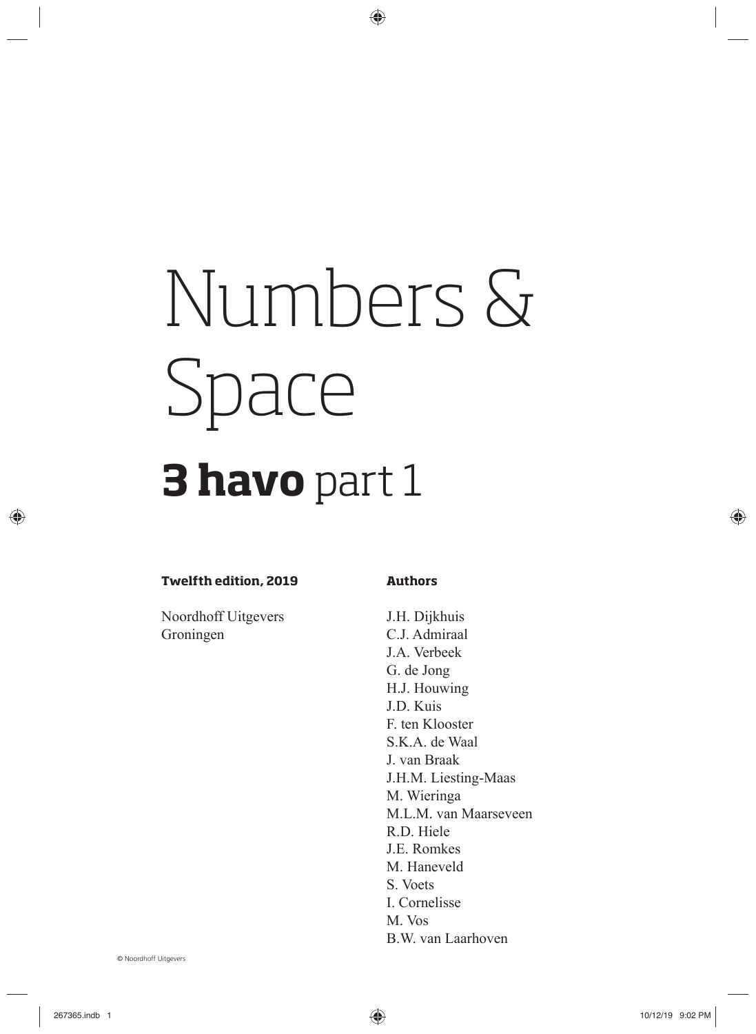# Numbers & Space

## **3 havo** part 1

**Twelfth edition, 2019**

Noordhoff Uitgevers
Groningen

**Authors**

J.H. Dijkhuis
C.J. Admiraal
J.A. Verbeek
G. de Jong
H.J. Houwing
J.D. Kuis
F. ten Klooster
S.K.A. de Waal
J. van Braak
J.H.M. Liesting-Maas
M. Wieringa
M.L.M. van Maarseveen
R.D. Hiele
J.E. Romkes
M. Haneveld
S. Voets
I. Cornelisse
M. Vos
B.W. van Laarhoven

© Noordhoff Uitgevers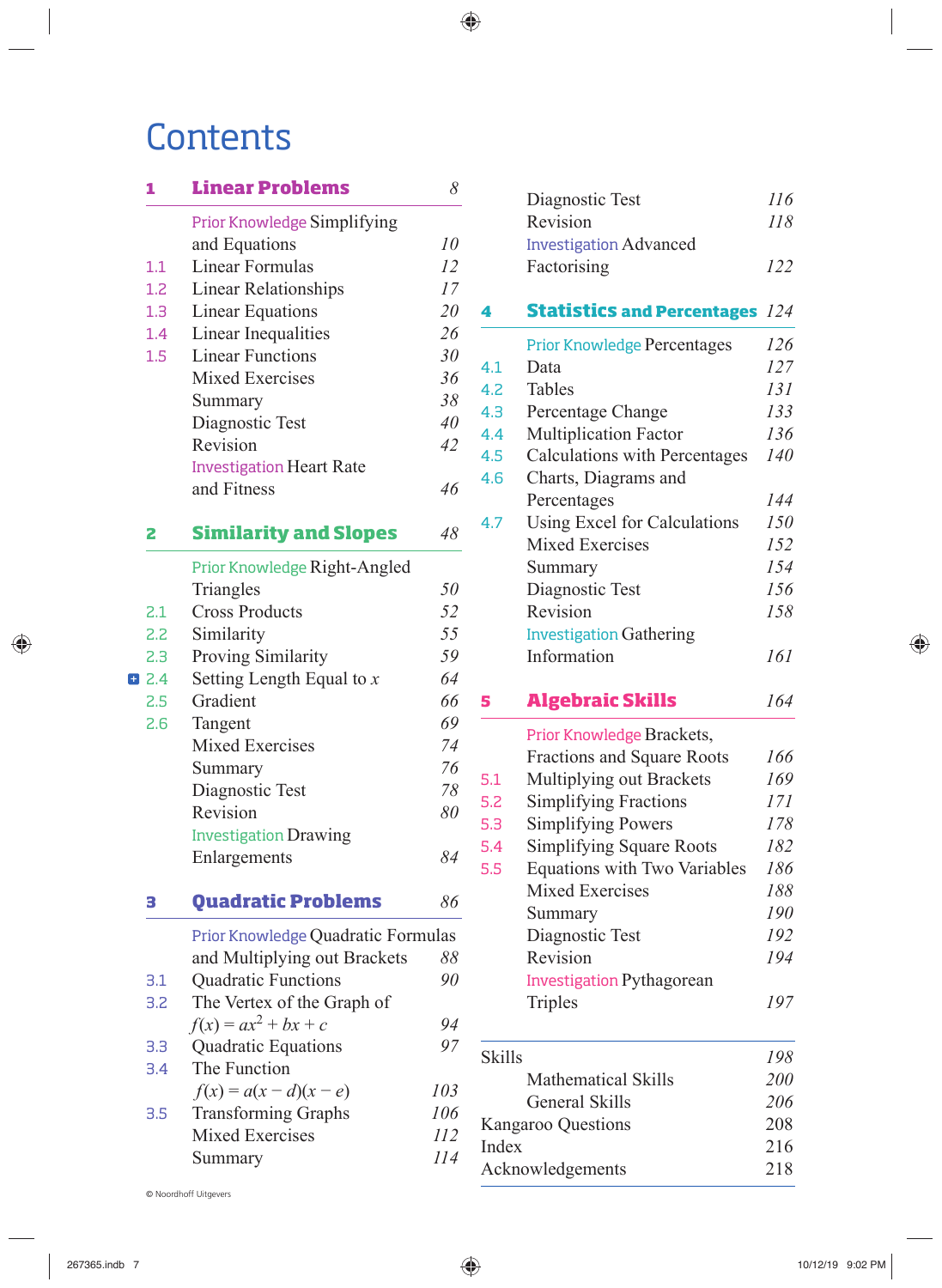# Contents

## 1 Linear Problems 8

- Prior Knowledge Simplifying and Equations 10
- 1.1 Linear Formulas 12
- 1.2 Linear Relationships 17
- 1.3 Linear Equations 20
- 1.4 Linear Inequalities 26
- 1.5 Linear Functions 30
- Mixed Exercises 36
- Summary 38
- Diagnostic Test 40
- Revision 42
- Investigation Heart Rate and Fitness 46

## 2 Similarity and Slopes 48

- Prior Knowledge Right-Angled Triangles 50
- 2.1 Cross Products 52
- 2.2 Similarity 55
- 2.3 Proving Similarity 59
- 2.4 Setting Length Equal to $x$ 64
- 2.5 Gradient 66
- 2.6 Tangent 69
- Mixed Exercises 74
- Summary 76
- Diagnostic Test 78
- Revision 80
- Investigation Drawing Enlargements 84

## 3 Quadratic Problems 86

- Prior Knowledge Quadratic Formulas and Multiplying out Brackets 88
- 3.1 Quadratic Functions 90
- 3.2 The Vertex of the Graph of $f(x) = ax^2 + bx + c$ 94
- 3.3 Quadratic Equations 97
- 3.4 The Function $f(x) = a(x - d)(x - e)$ 103
- 3.5 Transforming Graphs 106
- Mixed Exercises 112
- Summary 114
- Diagnostic Test 116
- Revision 118
- Investigation Advanced Factorising 122

## 4 Statistics and Percentages 124

- Prior Knowledge Percentages 126
- 4.1 Data 127
- 4.2 Tables 131
- 4.3 Percentage Change 133
- 4.4 Multiplication Factor 136
- 4.5 Calculations with Percentages 140
- 4.6 Charts, Diagrams and Percentages 144
- 4.7 Using Excel for Calculations 150
- Mixed Exercises 152
- Summary 154
- Diagnostic Test 156
- Revision 158
- Investigation Gathering Information 161

## 5 Algebraic Skills 164

- Prior Knowledge Brackets, Fractions and Square Roots 166
- 5.1 Multiplying out Brackets 169
- 5.2 Simplifying Fractions 171
- 5.3 Simplifying Powers 178
- 5.4 Simplifying Square Roots 182
- 5.5 Equations with Two Variables 186
- Mixed Exercises 188
- Summary 190
- Diagnostic Test 192
- Revision 194
- Investigation Pythagorean Triples 197

---

- Skills 198
  - Mathematical Skills 200
  - General Skills 206
- Kangaroo Questions 208
- Index 216
- Acknowledgements 218

© Noordhoff Uitgevers